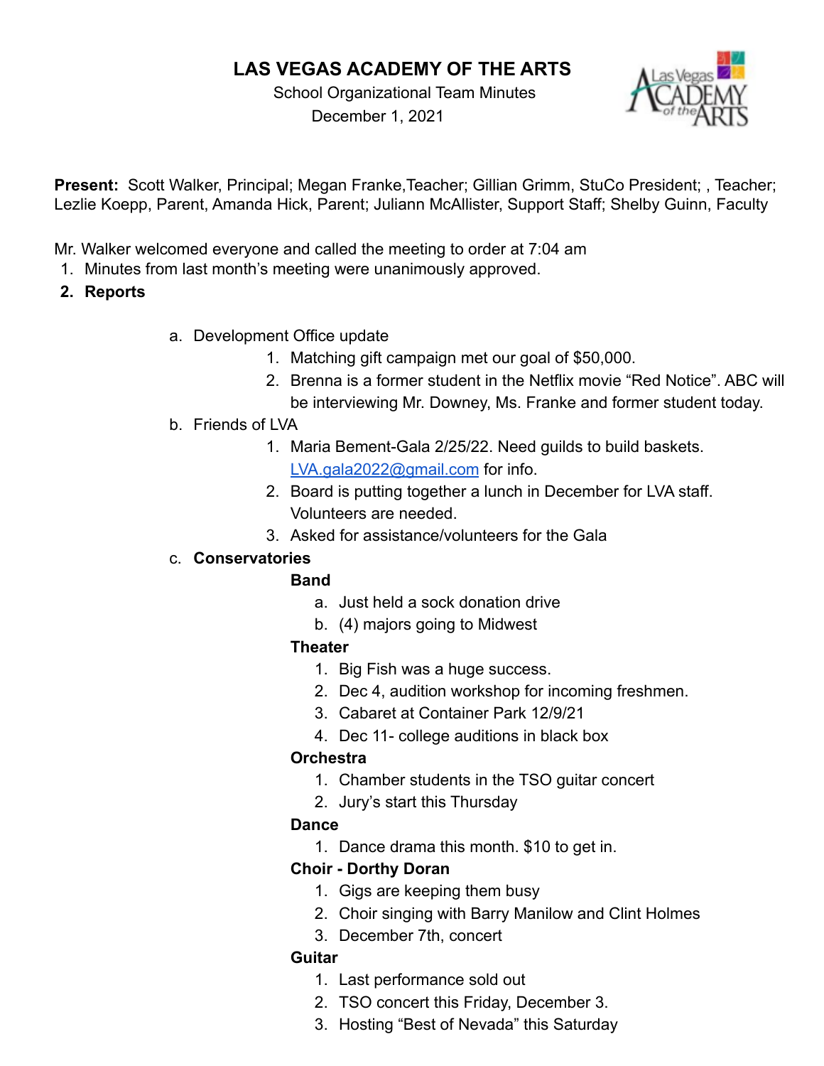# LAS VEGAS ACADEMY OF THE ARTS

School Organizational Team Minutes
December 1, 2021

**Present:** Scott Walker, Principal; Megan Franke,Teacher; Gillian Grimm, StuCo President; , Teacher; Lezlie Koepp, Parent, Amanda Hick, Parent; Juliann McAllister, Support Staff; Shelby Guinn, Faculty

Mr. Walker welcomed everyone and called the meeting to order at 7:04 am

1. Minutes from last month's meeting were unanimously approved.
2. **Reports**
    a. Development Office update
        1. Matching gift campaign met our goal of $50,000.
        2. Brenna is a former student in the Netflix movie "Red Notice". ABC will be interviewing Mr. Downey, Ms. Franke and former student today.

    b. Friends of LVA
        1. Maria Bement-Gala 2/25/22. Need guilds to build baskets. LVA.gala2022@gmail.com for info.
        2. Board is putting together a lunch in December for LVA staff. Volunteers are needed.
        3. Asked for assistance/volunteers for the Gala

    c. **Conservatories**

        **Band**
        a. Just held a sock donation drive
        b. (4) majors going to Midwest

        **Theater**
        1. Big Fish was a huge success.
        2. Dec 4, audition workshop for incoming freshmen.
        3. Cabaret at Container Park 12/9/21
        4. Dec 11- college auditions in black box

        **Orchestra**
        1. Chamber students in the TSO guitar concert
        2. Jury's start this Thursday

        **Dance**
        1. Dance drama this month. $10 to get in.

        **Choir - Dorthy Doran**
        1. Gigs are keeping them busy
        2. Choir singing with Barry Manilow and Clint Holmes
        3. December 7th, concert

        **Guitar**
        1. Last performance sold out
        2. TSO concert this Friday, December 3.
        3. Hosting "Best of Nevada" this Saturday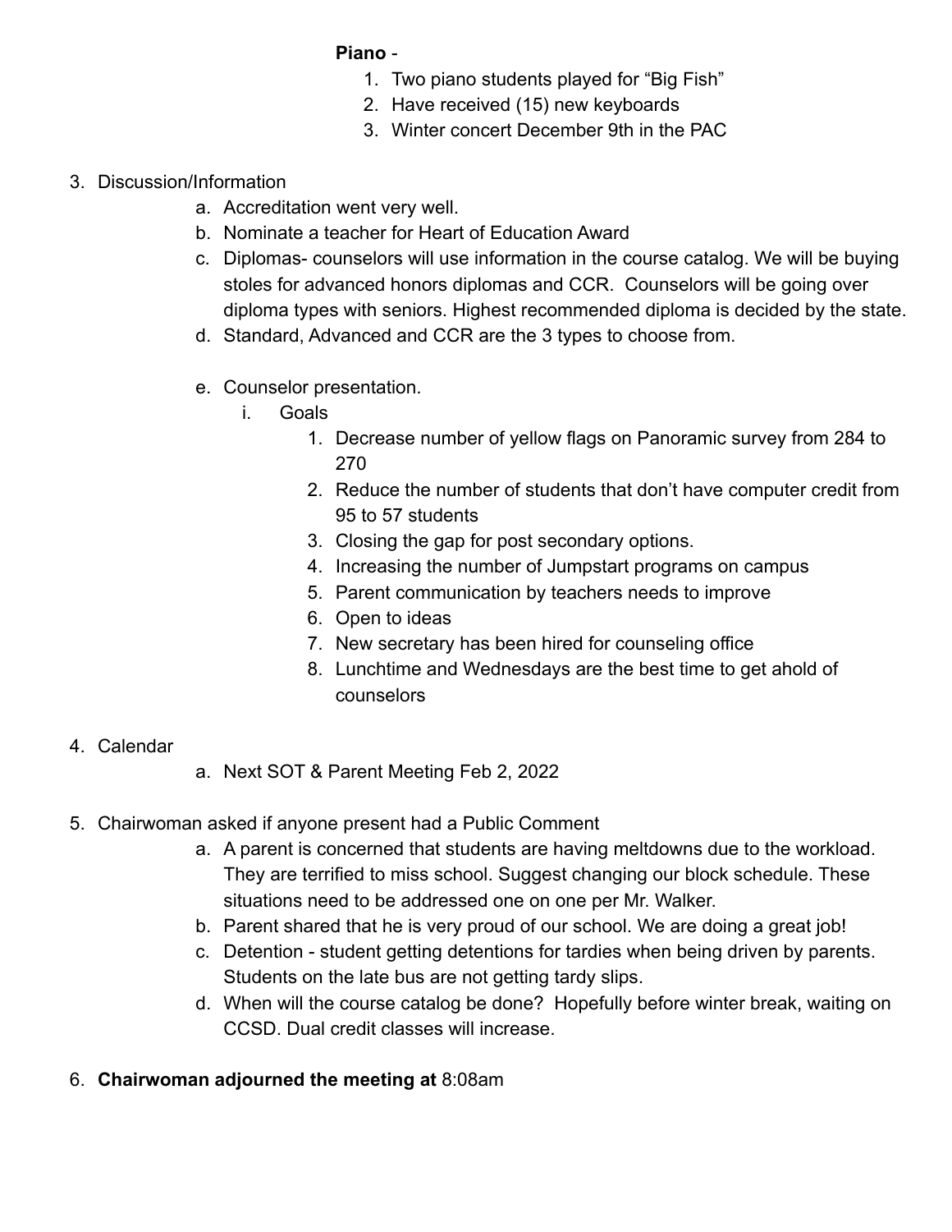**Piano** -

1. Two piano students played for "Big Fish"
2. Have received (15) new keyboards
3. Winter concert December 9th in the PAC

3. Discussion/Information
   a. Accreditation went very well.
   b. Nominate a teacher for Heart of Education Award
   c. Diplomas- counselors will use information in the course catalog. We will be buying stoles for advanced honors diplomas and CCR. Counselors will be going over diploma types with seniors. Highest recommended diploma is decided by the state.
   d. Standard, Advanced and CCR are the 3 types to choose from.
   e. Counselor presentation.
      i. Goals
         1. Decrease number of yellow flags on Panoramic survey from 284 to 270
         2. Reduce the number of students that don't have computer credit from 95 to 57 students
         3. Closing the gap for post secondary options.
         4. Increasing the number of Jumpstart programs on campus
         5. Parent communication by teachers needs to improve
         6. Open to ideas
         7. New secretary has been hired for counseling office
         8. Lunchtime and Wednesdays are the best time to get ahold of counselors

4. Calendar
   a. Next SOT & Parent Meeting Feb 2, 2022

5. Chairwoman asked if anyone present had a Public Comment
   a. A parent is concerned that students are having meltdowns due to the workload. They are terrified to miss school. Suggest changing our block schedule. These situations need to be addressed one on one per Mr. Walker.
   b. Parent shared that he is very proud of our school. We are doing a great job!
   c. Detention - student getting detentions for tardies when being driven by parents. Students on the late bus are not getting tardy slips.
   d. When will the course catalog be done? Hopefully before winter break, waiting on CCSD. Dual credit classes will increase.

6. **Chairwoman adjourned the meeting at** 8:08am